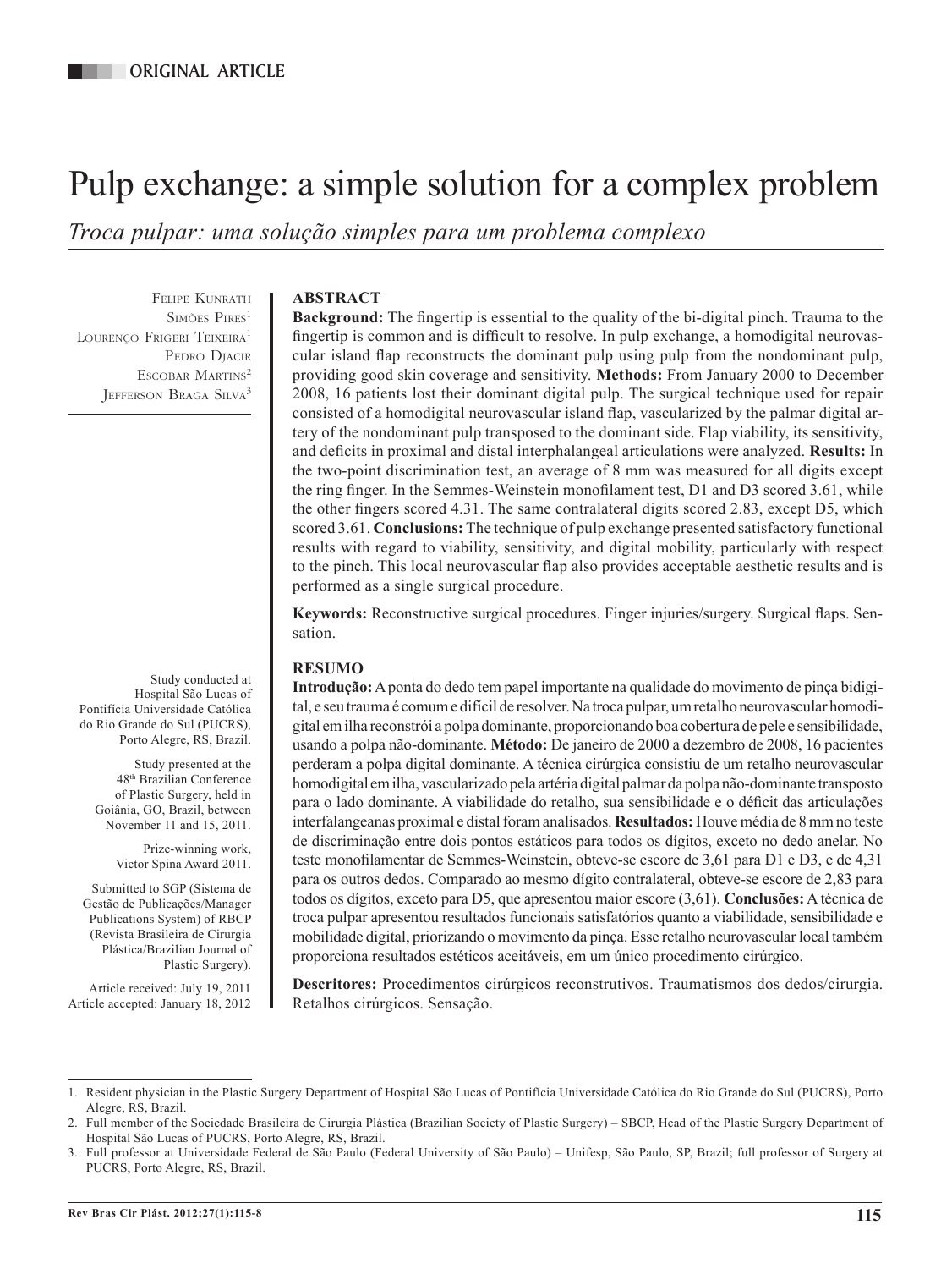ORIGINAL ARTICLE

# Pulp exchange: a simple solution for a complex problem

*Troca pulpar: uma solução simples para um problema complexo*

Felipe Kunrath Simões Pires[1]
Lourenço Frigeri Teixeira[1]
Pedro Djacir Escobar Martins[2]
Jefferson Braga Silva[3]

Study conducted at Hospital São Lucas of Pontifícia Universidade Católica do Rio Grande do Sul (PUCRS), Porto Alegre, RS, Brazil.

Study presented at the 48th Brazilian Conference of Plastic Surgery, held in Goiânia, GO, Brazil, between November 11 and 15, 2011.

Prize-winning work, Victor Spina Award 2011.

Submitted to SGP (Sistema de Gestão de Publicações/Manager Publications System) of RBCP (Revista Brasileira de Cirurgia Plástica/Brazilian Journal of Plastic Surgery).

Article received: July 19, 2011
Article accepted: January 18, 2012

## ABSTRACT

**Background:** The fingertip is essential to the quality of the bi-digital pinch. Trauma to the fingertip is common and is difficult to resolve. In pulp exchange, a homodigital neurovascular island flap reconstructs the dominant pulp using pulp from the nondominant pulp, providing good skin coverage and sensitivity. **Methods:** From January 2000 to December 2008, 16 patients lost their dominant digital pulp. The surgical technique used for repair consisted of a homodigital neurovascular island flap, vascularized by the palmar digital artery of the nondominant pulp transposed to the dominant side. Flap viability, its sensitivity, and deficits in proximal and distal interphalangeal articulations were analyzed. **Results:** In the two-point discrimination test, an average of 8 mm was measured for all digits except the ring finger. In the Semmes-Weinstein monofilament test, D1 and D3 scored 3.61, while the other fingers scored 4.31. The same contralateral digits scored 2.83, except D5, which scored 3.61. **Conclusions:** The technique of pulp exchange presented satisfactory functional results with regard to viability, sensitivity, and digital mobility, particularly with respect to the pinch. This local neurovascular flap also provides acceptable aesthetic results and is performed as a single surgical procedure.

**Keywords:** Reconstructive surgical procedures. Finger injuries/surgery. Surgical flaps. Sensation.

## RESUMO

**Introdução:** A ponta do dedo tem papel importante na qualidade do movimento de pinça bidigital, e seu trauma é comum e difícil de resolver. Na troca pulpar, um retalho neurovascular homodigital em ilha reconstrói a polpa dominante, proporcionando boa cobertura de pele e sensibilidade, usando a polpa não-dominante. **Método:** De janeiro de 2000 a dezembro de 2008, 16 pacientes perderam a polpa digital dominante. A técnica cirúrgica consistiu de um retalho neurovascular homodigital em ilha, vascularizado pela artéria digital palmar da polpa não-dominante transposto para o lado dominante. A viabilidade do retalho, sua sensibilidade e o déficit das articulações interfalangeanas proximal e distal foram analisados. **Resultados:** Houve média de 8 mm no teste de discriminação entre dois pontos estáticos para todos os dígitos, exceto no dedo anelar. No teste monofilamentar de Semmes-Weinstein, obteve-se escore de 3,61 para D1 e D3, e de 4,31 para os outros dedos. Comparado ao mesmo dígito contralateral, obteve-se escore de 2,83 para todos os dígitos, exceto para D5, que apresentou maior escore (3,61). **Conclusões:** A técnica de troca pulpar apresentou resultados funcionais satisfatórios quanto a viabilidade, sensibilidade e mobilidade digital, priorizando o movimento da pinça. Esse retalho neurovascular local também proporciona resultados estéticos aceitáveis, em um único procedimento cirúrgico.

**Descritores:** Procedimentos cirúrgicos reconstrutivos. Traumatismos dos dedos/cirurgia. Retalhos cirúrgicos. Sensação.

---

1. Resident physician in the Plastic Surgery Department of Hospital São Lucas of Pontifícia Universidade Católica do Rio Grande do Sul (PUCRS), Porto Alegre, RS, Brazil.
2. Full member of the Sociedade Brasileira de Cirurgia Plástica (Brazilian Society of Plastic Surgery) – SBCP, Head of the Plastic Surgery Department of Hospital São Lucas of PUCRS, Porto Alegre, RS, Brazil.
3. Full professor at Universidade Federal de São Paulo (Federal University of São Paulo) – Unifesp, São Paulo, SP, Brazil; full professor of Surgery at PUCRS, Porto Alegre, RS, Brazil.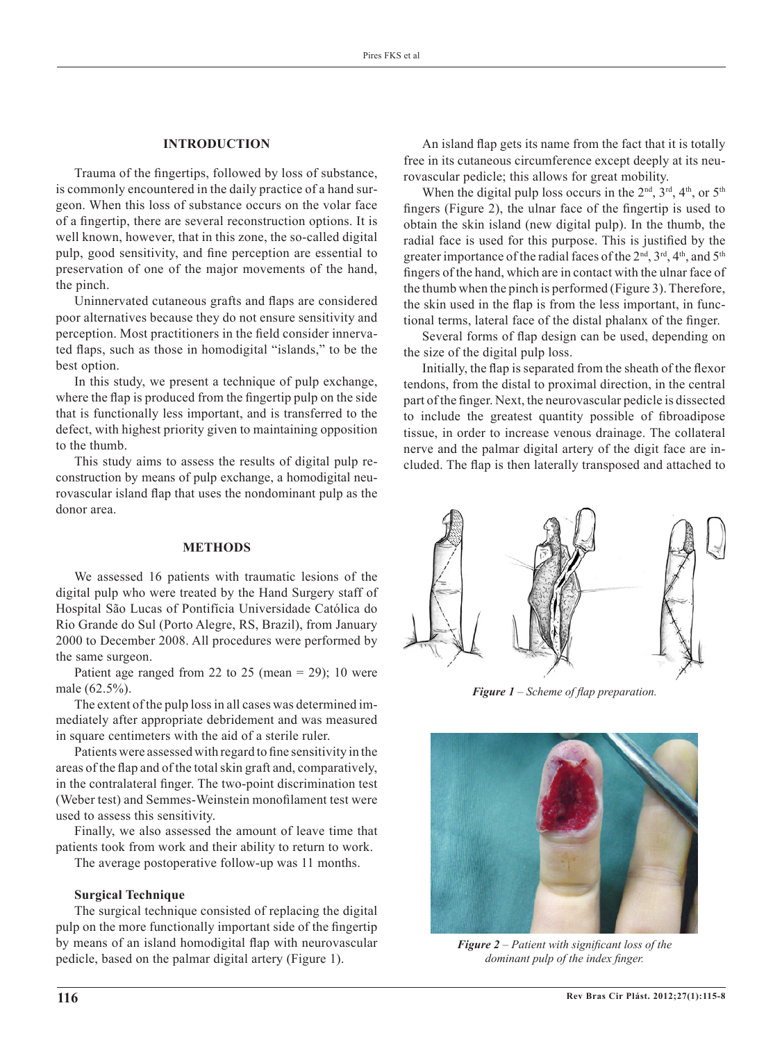## INTRODUCTION

Trauma of the fingertips, followed by loss of substance, is commonly encountered in the daily practice of a hand surgeon. When this loss of substance occurs on the volar face of a fingertip, there are several reconstruction options. It is well known, however, that in this zone, the so-called digital pulp, good sensitivity, and fine perception are essential to preservation of one of the major movements of the hand, the pinch.

Uninnervated cutaneous grafts and flaps are considered poor alternatives because they do not ensure sensitivity and perception. Most practitioners in the field consider innervated flaps, such as those in homodigital "islands," to be the best option.

In this study, we present a technique of pulp exchange, where the flap is produced from the fingertip pulp on the side that is functionally less important, and is transferred to the defect, with highest priority given to maintaining opposition to the thumb.

This study aims to assess the results of digital pulp reconstruction by means of pulp exchange, a homodigital neurovascular island flap that uses the nondominant pulp as the donor area.

## METHODS

We assessed 16 patients with traumatic lesions of the digital pulp who were treated by the Hand Surgery staff of Hospital São Lucas of Pontifícia Universidade Católica do Rio Grande do Sul (Porto Alegre, RS, Brazil), from January 2000 to December 2008. All procedures were performed by the same surgeon.

Patient age ranged from 22 to 25 (mean = 29); 10 were male (62.5%).

The extent of the pulp loss in all cases was determined immediately after appropriate debridement and was measured in square centimeters with the aid of a sterile ruler.

Patients were assessed with regard to fine sensitivity in the areas of the flap and of the total skin graft and, comparatively, in the contralateral finger. The two-point discrimination test (Weber test) and Semmes-Weinstein monofilament test were used to assess this sensitivity.

Finally, we also assessed the amount of leave time that patients took from work and their ability to return to work.

The average postoperative follow-up was 11 months.

### Surgical Technique

The surgical technique consisted of replacing the digital pulp on the more functionally important side of the fingertip by means of an island homodigital flap with neurovascular pedicle, based on the palmar digital artery (Figure 1).

An island flap gets its name from the fact that it is totally free in its cutaneous circumference except deeply at its neurovascular pedicle; this allows for great mobility.

When the digital pulp loss occurs in the 2nd, 3rd, 4th, or 5th fingers (Figure 2), the ulnar face of the fingertip is used to obtain the skin island (new digital pulp). In the thumb, the radial face is used for this purpose. This is justified by the greater importance of the radial faces of the 2nd, 3rd, 4th, and 5th fingers of the hand, which are in contact with the ulnar face of the thumb when the pinch is performed (Figure 3). Therefore, the skin used in the flap is from the less important, in functional terms, lateral face of the distal phalanx of the finger.

Several forms of flap design can be used, depending on the size of the digital pulp loss.

Initially, the flap is separated from the sheath of the flexor tendons, from the distal to proximal direction, in the central part of the finger. Next, the neurovascular pedicle is dissected to include the greatest quantity possible of fibroadipose tissue, in order to increase venous drainage. The collateral nerve and the palmar digital artery of the digit face are included. The flap is then laterally transposed and attached to

*Figure 1 – Scheme of flap preparation.*

*Figure 2 – Patient with significant loss of the dominant pulp of the index finger.*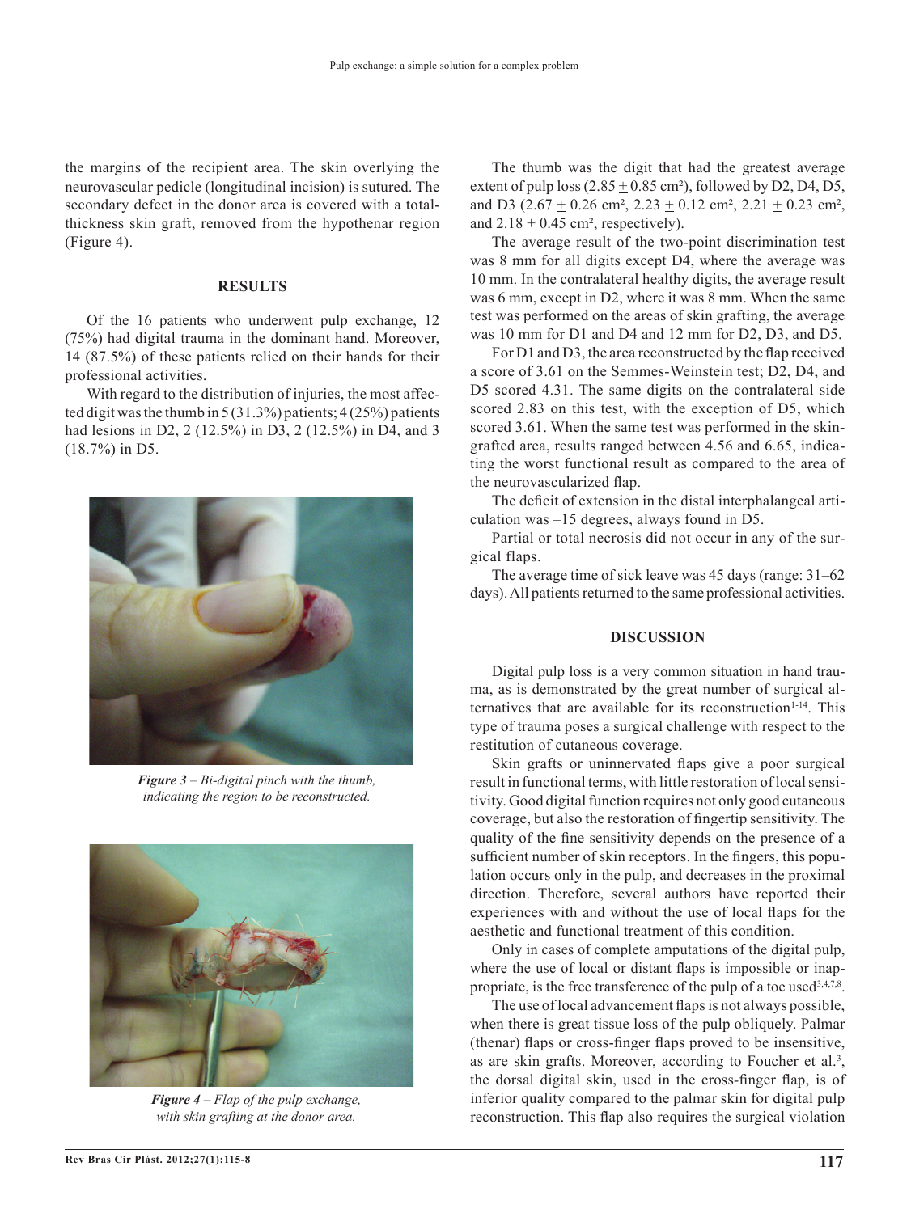the margins of the recipient area. The skin overlying the neurovascular pedicle (longitudinal incision) is sutured. The secondary defect in the donor area is covered with a total-thickness skin graft, removed from the hypothenar region (Figure 4).

## RESULTS

Of the 16 patients who underwent pulp exchange, 12 (75%) had digital trauma in the dominant hand. Moreover, 14 (87.5%) of these patients relied on their hands for their professional activities.

With regard to the distribution of injuries, the most affected digit was the thumb in 5 (31.3%) patients; 4 (25%) patients had lesions in D2, 2 (12.5%) in D3, 2 (12.5%) in D4, and 3 (18.7%) in D5.

*Figure 3 – Bi-digital pinch with the thumb, indicating the region to be reconstructed.*

*Figure 4 – Flap of the pulp exchange, with skin grafting at the donor area.*

The thumb was the digit that had the greatest average extent of pulp loss (2.85 ± 0.85 cm²), followed by D2, D4, D5, and D3 (2.67 ± 0.26 cm², 2.23 ± 0.12 cm², 2.21 ± 0.23 cm², and 2.18 ± 0.45 cm², respectively).

The average result of the two-point discrimination test was 8 mm for all digits except D4, where the average was 10 mm. In the contralateral healthy digits, the average result was 6 mm, except in D2, where it was 8 mm. When the same test was performed on the areas of skin grafting, the average was 10 mm for D1 and D4 and 12 mm for D2, D3, and D5.

For D1 and D3, the area reconstructed by the flap received a score of 3.61 on the Semmes-Weinstein test; D2, D4, and D5 scored 4.31. The same digits on the contralateral side scored 2.83 on this test, with the exception of D5, which scored 3.61. When the same test was performed in the skin-grafted area, results ranged between 4.56 and 6.65, indicating the worst functional result as compared to the area of the neurovascularized flap.

The deficit of extension in the distal interphalangeal articulation was –15 degrees, always found in D5.

Partial or total necrosis did not occur in any of the surgical flaps.

The average time of sick leave was 45 days (range: 31–62 days). All patients returned to the same professional activities.

## DISCUSSION

Digital pulp loss is a very common situation in hand trauma, as is demonstrated by the great number of surgical alternatives that are available for its reconstruction[1-14]. This type of trauma poses a surgical challenge with respect to the restitution of cutaneous coverage.

Skin grafts or uninnervated flaps give a poor surgical result in functional terms, with little restoration of local sensitivity. Good digital function requires not only good cutaneous coverage, but also the restoration of fingertip sensitivity. The quality of the fine sensitivity depends on the presence of a sufficient number of skin receptors. In the fingers, this population occurs only in the pulp, and decreases in the proximal direction. Therefore, several authors have reported their experiences with and without the use of local flaps for the aesthetic and functional treatment of this condition.

Only in cases of complete amputations of the digital pulp, where the use of local or distant flaps is impossible or inappropriate, is the free transference of the pulp of a toe used[3,4,7,8].

The use of local advancement flaps is not always possible, when there is great tissue loss of the pulp obliquely. Palmar (thenar) flaps or cross-finger flaps proved to be insensitive, as are skin grafts. Moreover, according to Foucher et al.[3], the dorsal digital skin, used in the cross-finger flap, is of inferior quality compared to the palmar skin for digital pulp reconstruction. This flap also requires the surgical violation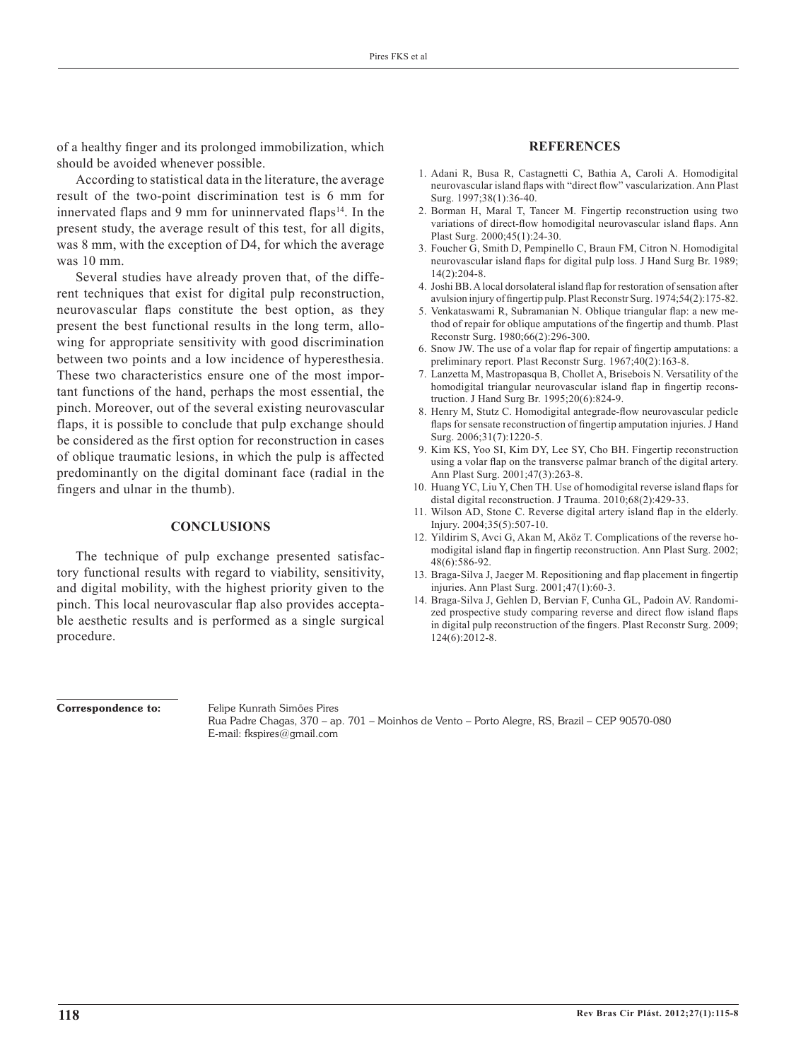of a healthy finger and its prolonged immobilization, which should be avoided whenever possible.

According to statistical data in the literature, the average result of the two-point discrimination test is 6 mm for innervated flaps and 9 mm for uninnervated flaps[14]. In the present study, the average result of this test, for all digits, was 8 mm, with the exception of D4, for which the average was 10 mm.

Several studies have already proven that, of the different techniques that exist for digital pulp reconstruction, neurovascular flaps constitute the best option, as they present the best functional results in the long term, allowing for appropriate sensitivity with good discrimination between two points and a low incidence of hyperesthesia. These two characteristics ensure one of the most important functions of the hand, perhaps the most essential, the pinch. Moreover, out of the several existing neurovascular flaps, it is possible to conclude that pulp exchange should be considered as the first option for reconstruction in cases of oblique traumatic lesions, in which the pulp is affected predominantly on the digital dominant face (radial in the fingers and ulnar in the thumb).

## CONCLUSIONS

The technique of pulp exchange presented satisfactory functional results with regard to viability, sensitivity, and digital mobility, with the highest priority given to the pinch. This local neurovascular flap also provides acceptable aesthetic results and is performed as a single surgical procedure.

## REFERENCES

1. Adani R, Busa R, Castagnetti C, Bathia A, Caroli A. Homodigital neurovascular island flaps with "direct flow" vascularization. Ann Plast Surg. 1997;38(1):36-40.
2. Borman H, Maral T, Tancer M. Fingertip reconstruction using two variations of direct-flow homodigital neurovascular island flaps. Ann Plast Surg. 2000;45(1):24-30.
3. Foucher G, Smith D, Pempinello C, Braun FM, Citron N. Homodigital neurovascular island flaps for digital pulp loss. J Hand Surg Br. 1989; 14(2):204-8.
4. Joshi BB. A local dorsolateral island flap for restoration of sensation after avulsion injury of fingertip pulp. Plast Reconstr Surg. 1974;54(2):175-82.
5. Venkataswami R, Subramanian N. Oblique triangular flap: a new method of repair for oblique amputations of the fingertip and thumb. Plast Reconstr Surg. 1980;66(2):296-300.
6. Snow JW. The use of a volar flap for repair of fingertip amputations: a preliminary report. Plast Reconstr Surg. 1967;40(2):163-8.
7. Lanzetta M, Mastropasqua B, Chollet A, Brisebois N. Versatility of the homodigital triangular neurovascular island flap in fingertip reconstruction. J Hand Surg Br. 1995;20(6):824-9.
8. Henry M, Stutz C. Homodigital antegrade-flow neurovascular pedicle flaps for sensate reconstruction of fingertip amputation injuries. J Hand Surg. 2006;31(7):1220-5.
9. Kim KS, Yoo SI, Kim DY, Lee SY, Cho BH. Fingertip reconstruction using a volar flap on the transverse palmar branch of the digital artery. Ann Plast Surg. 2001;47(3):263-8.
10. Huang YC, Liu Y, Chen TH. Use of homodigital reverse island flaps for distal digital reconstruction. J Trauma. 2010;68(2):429-33.
11. Wilson AD, Stone C. Reverse digital artery island flap in the elderly. Injury. 2004;35(5):507-10.
12. Yildirim S, Avci G, Akan M, Aköz T. Complications of the reverse homodigital island flap in fingertip reconstruction. Ann Plast Surg. 2002; 48(6):586-92.
13. Braga-Silva J, Jaeger M. Repositioning and flap placement in fingertip injuries. Ann Plast Surg. 2001;47(1):60-3.
14. Braga-Silva J, Gehlen D, Bervian F, Cunha GL, Padoin AV. Randomized prospective study comparing reverse and direct flow island flaps in digital pulp reconstruction of the fingers. Plast Reconstr Surg. 2009; 124(6):2012-8.

**Correspondence to:** Felipe Kunrath Simões Pires
Rua Padre Chagas, 370 – ap. 701 – Moinhos de Vento – Porto Alegre, RS, Brazil – CEP 90570-080
E-mail: fkspires@gmail.com